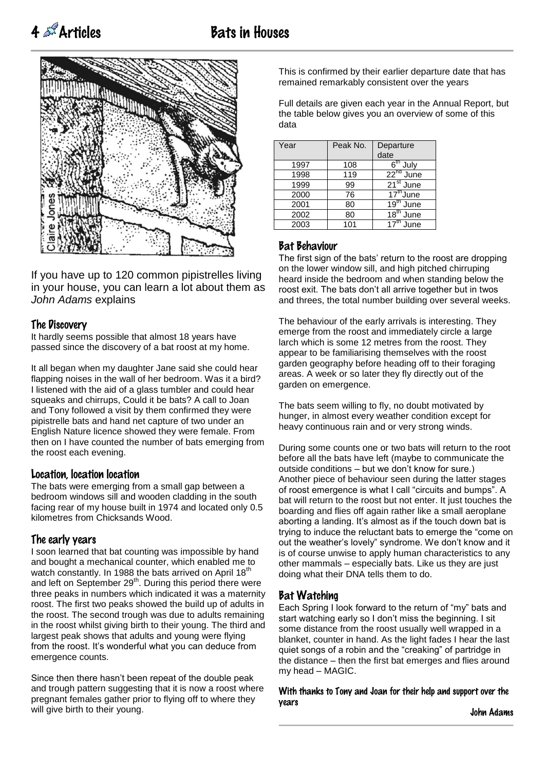# Bats in Houses

If you have up to 120 common pipistrelles living in your house, you can learn a lot about them as *John Adams* explains

## The Discovery

It hardly seems possible that almost 18 years have passed since the discovery of a bat roost at my home.

It all began when my daughter Jane said she could hear flapping noises in the wall of her bedroom. Was it a bird? I listened with the aid of a glass tumbler and could hear squeaks and chirrups, Could it be bats? A call to Joan and Tony followed a visit by them confirmed they were pipistrelle bats and hand net capture of two under an English Nature licence showed they were female. From then on I have counted the number of bats emerging from the roost each evening.

## Location, location location

The bats were emerging from a small gap between a bedroom windows sill and wooden cladding in the south facing rear of my house built in 1974 and located only 0.5 kilometres from Chicksands Wood.

## The early years

I soon learned that bat counting was impossible by hand and bought a mechanical counter, which enabled me to watch constantly. In 1988 the bats arrived on April 18th and left on September 29th. During this period there were three peaks in numbers which indicated it was a maternity roost. The first two peaks showed the build up of adults in the roost. The second trough was due to adults remaining in the roost whilst giving birth to their young. The third and largest peak shows that adults and young were flying from the roost. It's wonderful what you can deduce from emergence counts.

Since then there hasn't been repeat of the double peak and trough pattern suggesting that it is now a roost where pregnant females gather prior to flying off to where they will give birth to their young.

This is confirmed by their earlier departure date that has remained remarkably consistent over the years

Full details are given each year in the Annual Report, but the table below gives you an overview of some of this data

| Year | Peak No. | Departure date |
|---|---|---|
| 1997 | 108 | 6th July |
| 1998 | 119 | 22nd June |
| 1999 | 99 | 21st June |
| 2000 | 76 | 17th June |
| 2001 | 80 | 19th June |
| 2002 | 80 | 18th June |
| 2003 | 101 | 17th June |

## Bat Behaviour

The first sign of the bats' return to the roost are dropping on the lower window sill, and high pitched chirruping heard inside the bedroom and when standing below the roost exit. The bats don't all arrive together but in twos and threes, the total number building over several weeks.

The behaviour of the early arrivals is interesting. They emerge from the roost and immediately circle a large larch which is some 12 metres from the roost. They appear to be familiarising themselves with the roost garden geography before heading off to their foraging areas. A week or so later they fly directly out of the garden on emergence.

The bats seem willing to fly, no doubt motivated by hunger, in almost every weather condition except for heavy continuous rain and or very strong winds.

During some counts one or two bats will return to the root before all the bats have left (maybe to communicate the outside conditions – but we don't know for sure.) Another piece of behaviour seen during the latter stages of roost emergence is what I call "circuits and bumps". A bat will return to the roost but not enter. It just touches the boarding and flies off again rather like a small aeroplane aborting a landing. It's almost as if the touch down bat is trying to induce the reluctant bats to emerge the "come on out the weather's lovely" syndrome. We don't know and it is of course unwise to apply human characteristics to any other mammals – especially bats. Like us they are just doing what their DNA tells them to do.

## Bat Watching

Each Spring I look forward to the return of "my" bats and start watching early so I don't miss the beginning. I sit some distance from the roost usually well wrapped in a blanket, counter in hand. As the light fades I hear the last quiet songs of a robin and the "creaking" of partridge in the distance – then the first bat emerges and flies around my head – MAGIC.

**With thanks to Tony and Joan for their help and support over the years**

**John Adams**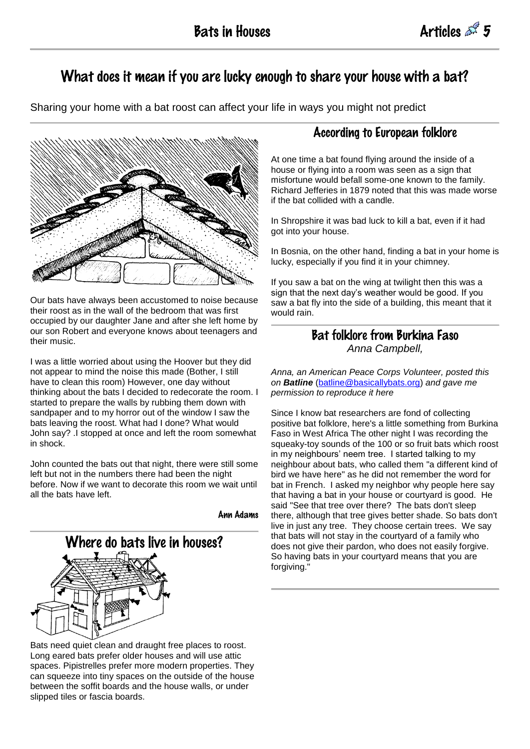## What does it mean if you are lucky enough to share your house with a bat?

Sharing your home with a bat roost can affect your life in ways you might not predict

Our bats have always been accustomed to noise because their roost as in the wall of the bedroom that was first occupied by our daughter Jane and after she left home by our son Robert and everyone knows about teenagers and their music.

I was a little worried about using the Hoover but they did not appear to mind the noise this made (Bother, I still have to clean this room) However, one day without thinking about the bats I decided to redecorate the room. I started to prepare the walls by rubbing them down with sandpaper and to my horror out of the window I saw the bats leaving the roost. What had I done? What would John say? .I stopped at once and left the room somewhat in shock.

John counted the bats out that night, there were still some left but not in the numbers there had been the night before. Now if we want to decorate this room we wait until all the bats have left.

Ann Adams

## Where do bats live in houses?

Bats need quiet clean and draught free places to roost. Long eared bats prefer older houses and will use attic spaces. Pipistrelles prefer more modern properties. They can squeeze into tiny spaces on the outside of the house between the soffit boards and the house walls, or under slipped tiles or fascia boards.

### According to European folklore

At one time a bat found flying around the inside of a house or flying into a room was seen as a sign that misfortune would befall some-one known to the family. Richard Jefferies in 1879 noted that this was made worse if the bat collided with a candle.

In Shropshire it was bad luck to kill a bat, even if it had got into your house.

In Bosnia, on the other hand, finding a bat in your home is lucky, especially if you find it in your chimney.

If you saw a bat on the wing at twilight then this was a sign that the next day's weather would be good. If you saw a bat fly into the side of a building, this meant that it would rain.

### Bat folklore from Burkina Faso

*Anna Campbell,*

*Anna, an American Peace Corps Volunteer, posted this on **Batline** (batline@basicallybats.org) and gave me permission to reproduce it here*

Since I know bat researchers are fond of collecting positive bat folklore, here's a little something from Burkina Faso in West Africa The other night I was recording the squeaky-toy sounds of the 100 or so fruit bats which roost in my neighbours' neem tree. I started talking to my neighbour about bats, who called them "a different kind of bird we have here" as he did not remember the word for bat in French. I asked my neighbor why people here say that having a bat in your house or courtyard is good. He said "See that tree over there? The bats don't sleep there, although that tree gives better shade. So bats don't live in just any tree. They choose certain trees. We say that bats will not stay in the courtyard of a family who does not give their pardon, who does not easily forgive. So having bats in your courtyard means that you are forgiving."